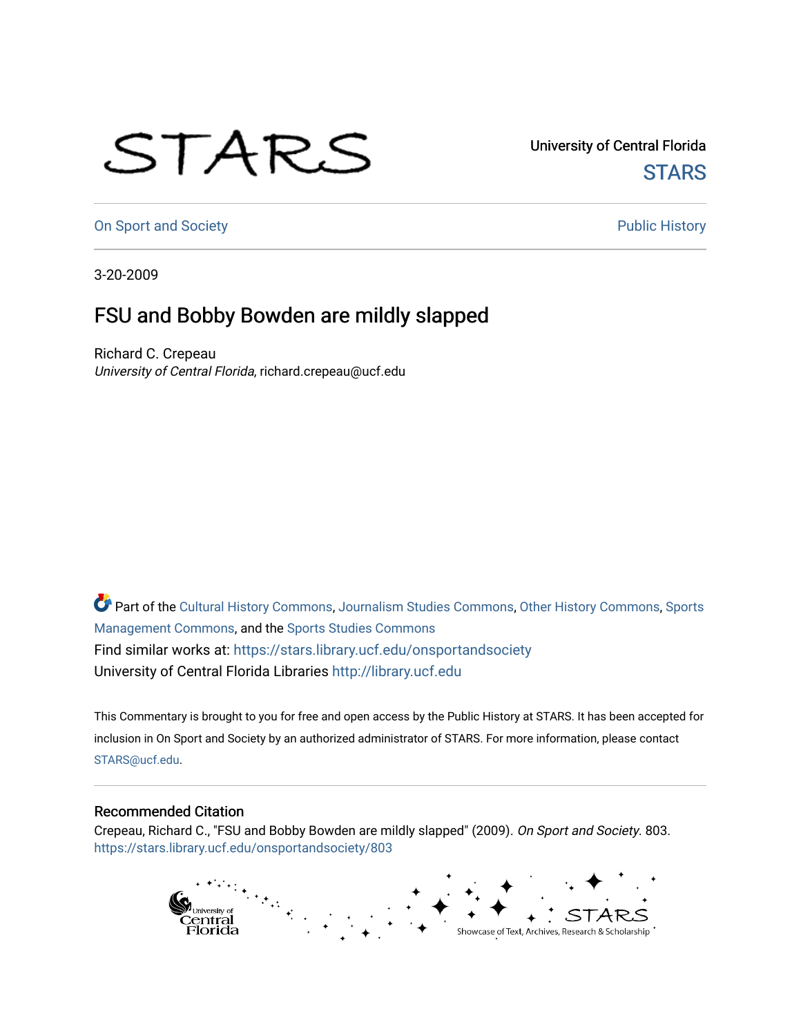University of Central Florida

STARS

On Sport and Society

Public History

3-20-2009

# FSU and Bobby Bowden are mildly slapped

Richard C. Crepeau

*University of Central Florida*, richard.crepeau@ucf.edu

Part of the Cultural History Commons, Journalism Studies Commons, Other History Commons, Sports Management Commons, and the Sports Studies Commons

Find similar works at: https://stars.library.ucf.edu/onsportandsociety

University of Central Florida Libraries http://library.ucf.edu

This Commentary is brought to you for free and open access by the Public History at STARS. It has been accepted for inclusion in On Sport and Society by an authorized administrator of STARS. For more information, please contact STARS@ucf.edu.

## Recommended Citation

Crepeau, Richard C., "FSU and Bobby Bowden are mildly slapped" (2009). *On Sport and Society*. 803.
https://stars.library.ucf.edu/onsportandsociety/803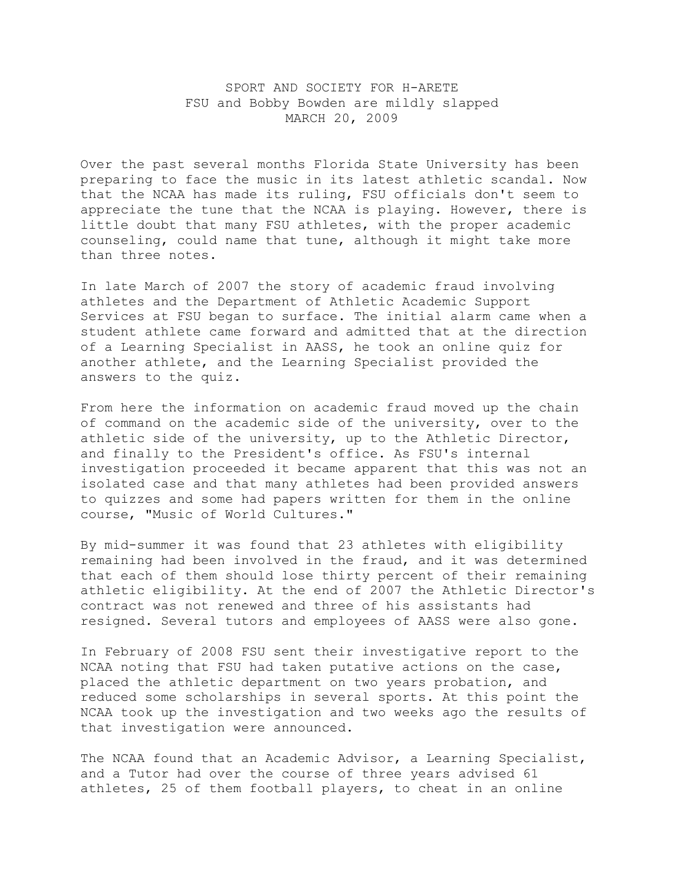SPORT AND SOCIETY FOR H-ARETE
FSU and Bobby Bowden are mildly slapped
MARCH 20, 2009

Over the past several months Florida State University has been preparing to face the music in its latest athletic scandal. Now that the NCAA has made its ruling, FSU officials don't seem to appreciate the tune that the NCAA is playing. However, there is little doubt that many FSU athletes, with the proper academic counseling, could name that tune, although it might take more than three notes.

In late March of 2007 the story of academic fraud involving athletes and the Department of Athletic Academic Support Services at FSU began to surface. The initial alarm came when a student athlete came forward and admitted that at the direction of a Learning Specialist in AASS, he took an online quiz for another athlete, and the Learning Specialist provided the answers to the quiz.

From here the information on academic fraud moved up the chain of command on the academic side of the university, over to the athletic side of the university, up to the Athletic Director, and finally to the President's office. As FSU's internal investigation proceeded it became apparent that this was not an isolated case and that many athletes had been provided answers to quizzes and some had papers written for them in the online course, "Music of World Cultures."

By mid-summer it was found that 23 athletes with eligibility remaining had been involved in the fraud, and it was determined that each of them should lose thirty percent of their remaining athletic eligibility. At the end of 2007 the Athletic Director's contract was not renewed and three of his assistants had resigned. Several tutors and employees of AASS were also gone.

In February of 2008 FSU sent their investigative report to the NCAA noting that FSU had taken putative actions on the case, placed the athletic department on two years probation, and reduced some scholarships in several sports. At this point the NCAA took up the investigation and two weeks ago the results of that investigation were announced.

The NCAA found that an Academic Advisor, a Learning Specialist, and a Tutor had over the course of three years advised 61 athletes, 25 of them football players, to cheat in an online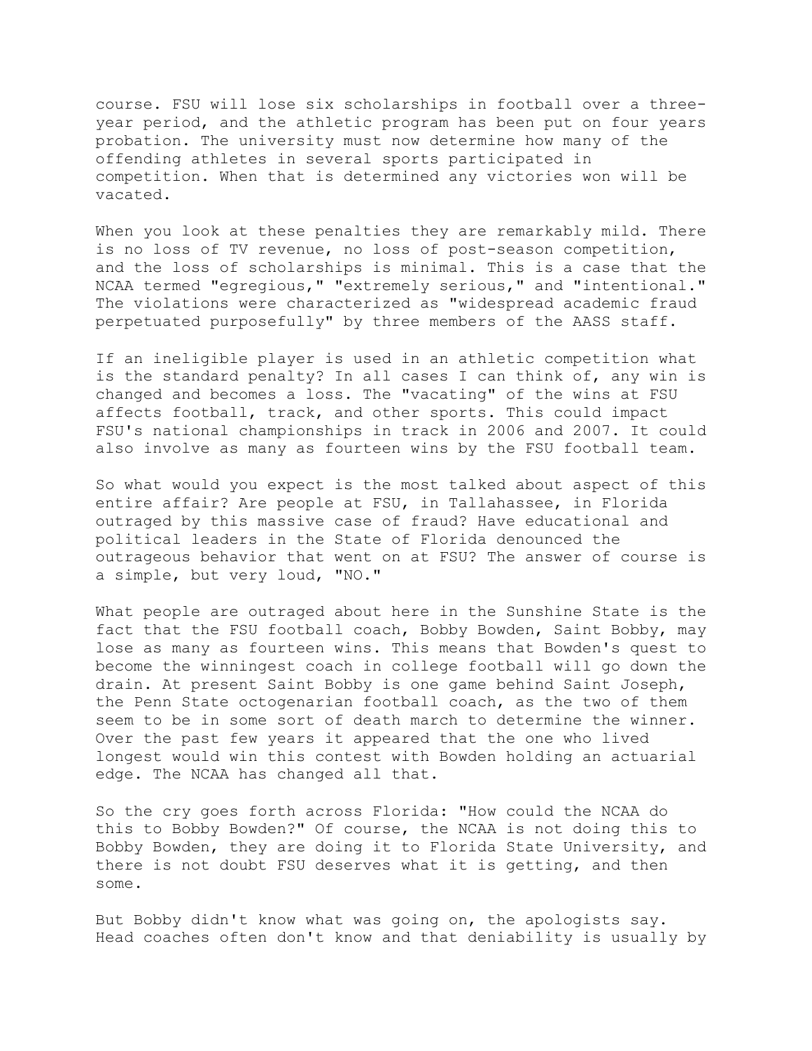course. FSU will lose six scholarships in football over a three-year period, and the athletic program has been put on four years probation. The university must now determine how many of the offending athletes in several sports participated in competition. When that is determined any victories won will be vacated.

When you look at these penalties they are remarkably mild. There is no loss of TV revenue, no loss of post-season competition, and the loss of scholarships is minimal. This is a case that the NCAA termed "egregious," "extremely serious," and "intentional." The violations were characterized as "widespread academic fraud perpetuated purposefully" by three members of the AASS staff.

If an ineligible player is used in an athletic competition what is the standard penalty? In all cases I can think of, any win is changed and becomes a loss. The "vacating" of the wins at FSU affects football, track, and other sports. This could impact FSU's national championships in track in 2006 and 2007. It could also involve as many as fourteen wins by the FSU football team.

So what would you expect is the most talked about aspect of this entire affair? Are people at FSU, in Tallahassee, in Florida outraged by this massive case of fraud? Have educational and political leaders in the State of Florida denounced the outrageous behavior that went on at FSU? The answer of course is a simple, but very loud, "NO."

What people are outraged about here in the Sunshine State is the fact that the FSU football coach, Bobby Bowden, Saint Bobby, may lose as many as fourteen wins. This means that Bowden's quest to become the winningest coach in college football will go down the drain. At present Saint Bobby is one game behind Saint Joseph, the Penn State octogenarian football coach, as the two of them seem to be in some sort of death march to determine the winner. Over the past few years it appeared that the one who lived longest would win this contest with Bowden holding an actuarial edge. The NCAA has changed all that.

So the cry goes forth across Florida: "How could the NCAA do this to Bobby Bowden?" Of course, the NCAA is not doing this to Bobby Bowden, they are doing it to Florida State University, and there is not doubt FSU deserves what it is getting, and then some.

But Bobby didn't know what was going on, the apologists say. Head coaches often don't know and that deniability is usually by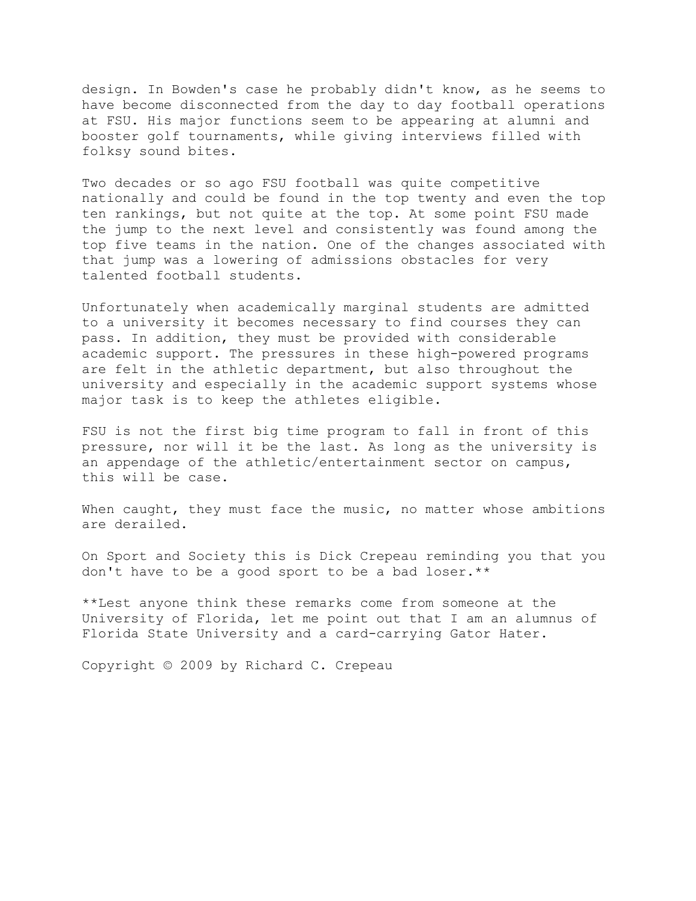design. In Bowden's case he probably didn't know, as he seems to have become disconnected from the day to day football operations at FSU. His major functions seem to be appearing at alumni and booster golf tournaments, while giving interviews filled with folksy sound bites.

Two decades or so ago FSU football was quite competitive nationally and could be found in the top twenty and even the top ten rankings, but not quite at the top. At some point FSU made the jump to the next level and consistently was found among the top five teams in the nation. One of the changes associated with that jump was a lowering of admissions obstacles for very talented football students.

Unfortunately when academically marginal students are admitted to a university it becomes necessary to find courses they can pass. In addition, they must be provided with considerable academic support. The pressures in these high-powered programs are felt in the athletic department, but also throughout the university and especially in the academic support systems whose major task is to keep the athletes eligible.

FSU is not the first big time program to fall in front of this pressure, nor will it be the last. As long as the university is an appendage of the athletic/entertainment sector on campus, this will be case.

When caught, they must face the music, no matter whose ambitions are derailed.

On Sport and Society this is Dick Crepeau reminding you that you don't have to be a good sport to be a bad loser.**

**Lest anyone think these remarks come from someone at the University of Florida, let me point out that I am an alumnus of Florida State University and a card-carrying Gator Hater.

Copyright © 2009 by Richard C. Crepeau